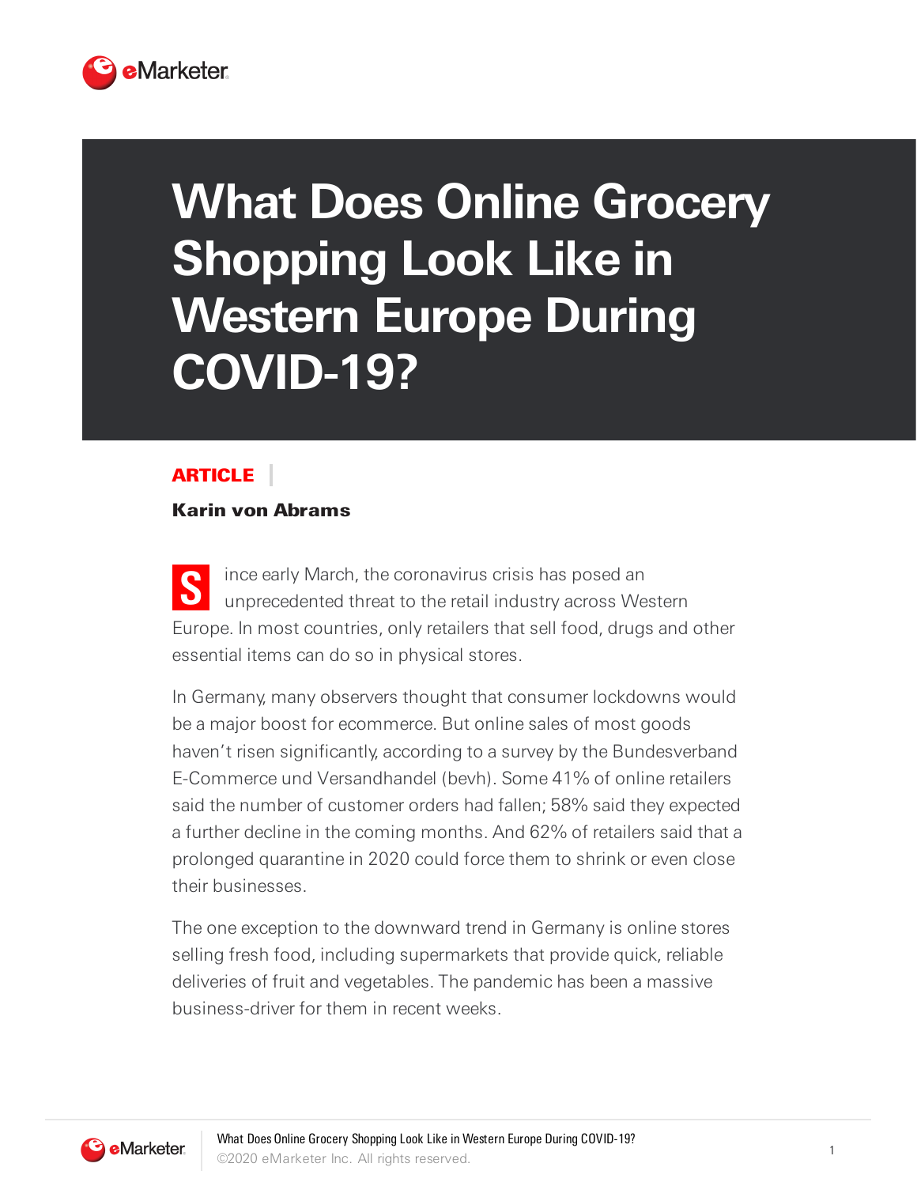# What Does Online Grocery Shopping Look Like in Western Europe During COVID-19?

**ARTICLE**

**Karin von Abrams**

Since early March, the coronavirus crisis has posed an unprecedented threat to the retail industry across Western Europe. In most countries, only retailers that sell food, drugs and other essential items can do so in physical stores.

In Germany, many observers thought that consumer lockdowns would be a major boost for ecommerce. But online sales of most goods haven't risen significantly, according to a survey by the Bundesverband E-Commerce und Versandhandel (bevh). Some 41% of online retailers said the number of customer orders had fallen; 58% said they expected a further decline in the coming months. And 62% of retailers said that a prolonged quarantine in 2020 could force them to shrink or even close their businesses.

The one exception to the downward trend in Germany is online stores selling fresh food, including supermarkets that provide quick, reliable deliveries of fruit and vegetables. The pandemic has been a massive business-driver for them in recent weeks.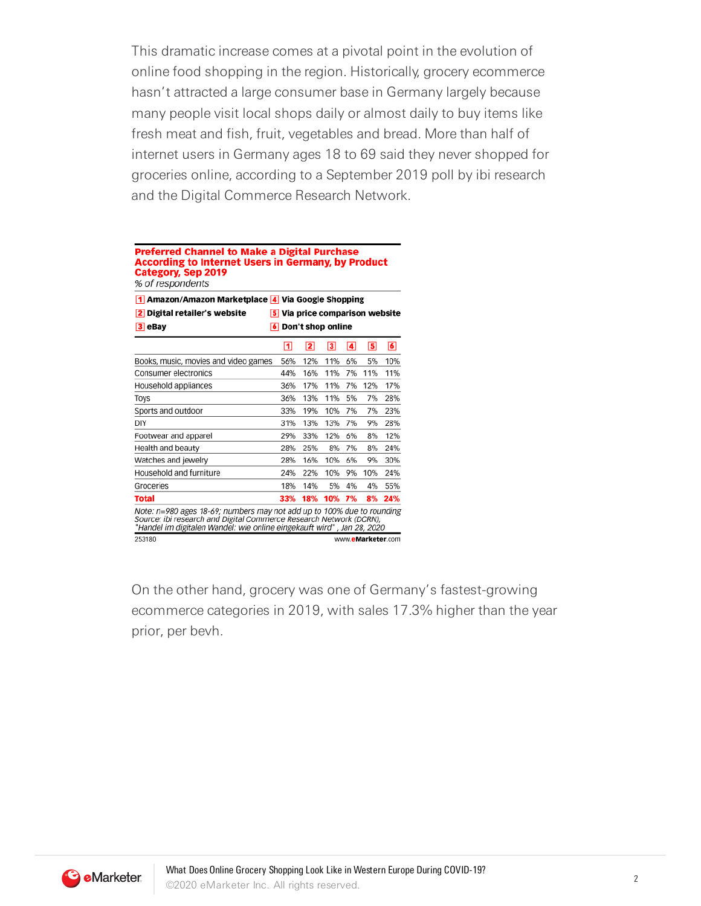This dramatic increase comes at a pivotal point in the evolution of online food shopping in the region. Historically, grocery ecommerce hasn't attracted a large consumer base in Germany largely because many people visit local shops daily or almost daily to buy items like fresh meat and fish, fruit, vegetables and bread. More than half of internet users in Germany ages 18 to 69 said they never shopped for groceries online, according to a September 2019 poll by ibi research and the Digital Commerce Research Network.

**Preferred Channel to Make a Digital Purchase According to Internet Users in Germany, by Product Category, Sep 2019**

*% of respondents*

1. Amazon/Amazon Marketplace
2. Digital retailer's website
3. eBay
4. Via Google Shopping
5. Via price comparison website
6. Don't shop online

| | 1 | 2 | 3 | 4 | 5 | 6 |
|---|---|---|---|---|---|---|
| Books, music, movies and video games | 56% | 12% | 11% | 6% | 5% | 10% |
| Consumer electronics | 44% | 16% | 11% | 7% | 11% | 11% |
| Household appliances | 36% | 17% | 11% | 7% | 12% | 17% |
| Toys | 36% | 13% | 11% | 5% | 7% | 28% |
| Sports and outdoor | 33% | 19% | 10% | 7% | 7% | 23% |
| DIY | 31% | 13% | 13% | 7% | 9% | 28% |
| Footwear and apparel | 29% | 33% | 12% | 6% | 8% | 12% |
| Health and beauty | 28% | 25% | 8% | 7% | 8% | 24% |
| Watches and jewelry | 28% | 16% | 10% | 6% | 9% | 30% |
| Household and furniture | 24% | 22% | 10% | 9% | 10% | 24% |
| Groceries | 18% | 14% | 5% | 4% | 4% | 55% |
| **Total** | **33%** | **18%** | **10%** | **7%** | **8%** | **24%** |

*Note: n=980 ages 18-69; numbers may not add up to 100% due to rounding*
*Source: ibi research and Digital Commerce Research Network (DCRN), "Handel im digitalen Wandel: wie online eingekauft wird", Jan 28, 2020*

253180 www.eMarketer.com

On the other hand, grocery was one of Germany's fastest-growing ecommerce categories in 2019, with sales 17.3% higher than the year prior, per bevh.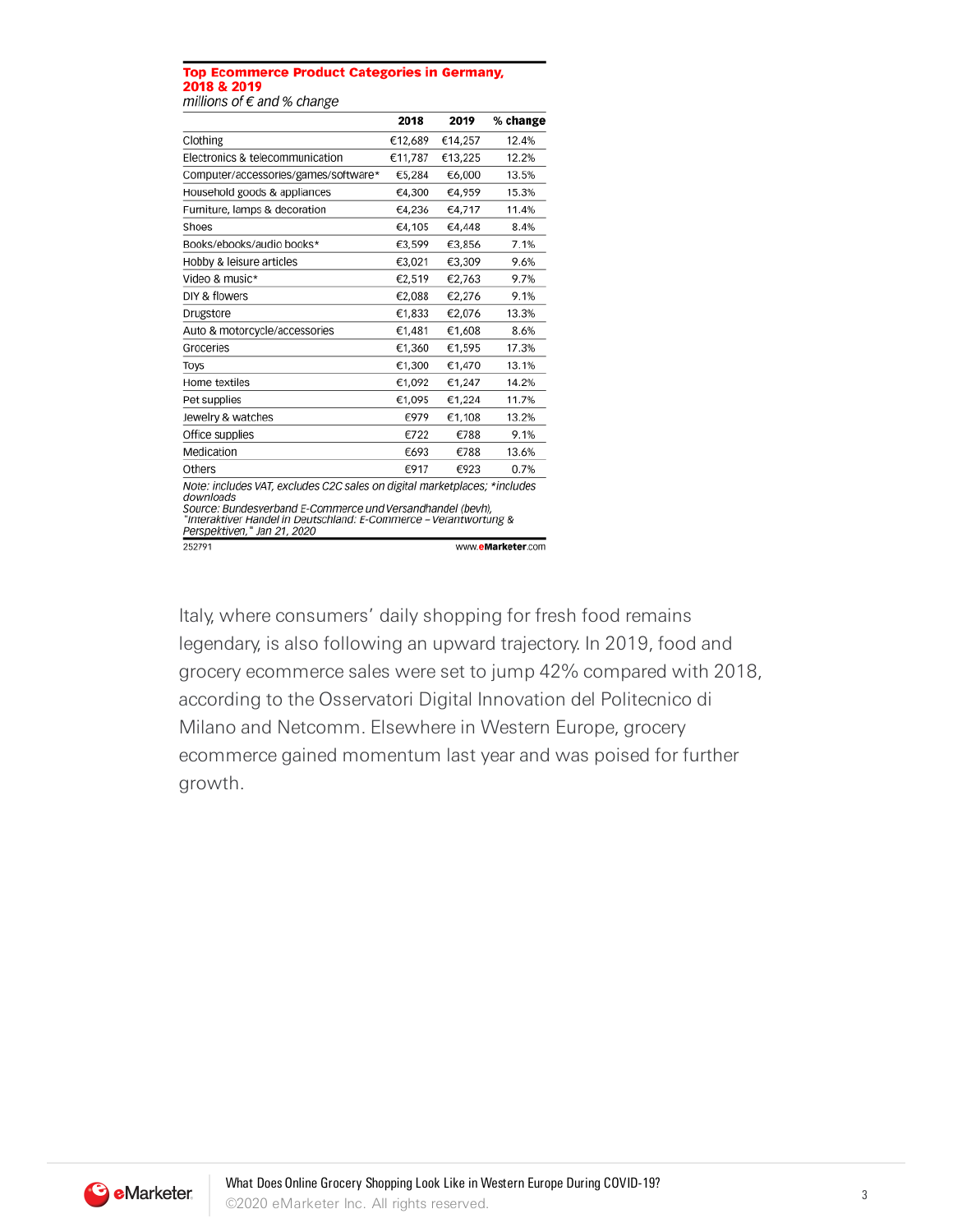**Top Ecommerce Product Categories in Germany, 2018 & 2019**

*millions of € and % change*

| | 2018 | 2019 | % change |
|---|---|---|---|
| Clothing | €12,689 | €14,257 | 12.4% |
| Electronics & telecommunication | €11,787 | €13,225 | 12.2% |
| Computer/accessories/games/software* | €5,284 | €6,000 | 13.5% |
| Household goods & appliances | €4,300 | €4,959 | 15.3% |
| Furniture, lamps & decoration | €4,236 | €4,717 | 11.4% |
| Shoes | €4,105 | €4,448 | 8.4% |
| Books/ebooks/audio books* | €3,599 | €3,856 | 7.1% |
| Hobby & leisure articles | €3,021 | €3,309 | 9.6% |
| Video & music* | €2,519 | €2,763 | 9.7% |
| DIY & flowers | €2,088 | €2,276 | 9.1% |
| Drugstore | €1,833 | €2,076 | 13.3% |
| Auto & motorcycle/accessories | €1,481 | €1,608 | 8.6% |
| Groceries | €1,360 | €1,595 | 17.3% |
| Toys | €1,300 | €1,470 | 13.1% |
| Home textiles | €1,092 | €1,247 | 14.2% |
| Pet supplies | €1,095 | €1,224 | 11.7% |
| Jewelry & watches | €979 | €1,108 | 13.2% |
| Office supplies | €722 | €788 | 9.1% |
| Medication | €693 | €788 | 13.6% |
| Others | €917 | €923 | 0.7% |

*Note: includes VAT, excludes C2C sales on digital marketplaces; *includes downloads*
*Source: Bundesverband E-Commerce und Versandhandel (bevh), "Interaktiver Handel in Deutschland: E-Commerce – Verantwortung & Perspektiven," Jan 21, 2020*

252791 www.eMarketer.com

Italy, where consumers' daily shopping for fresh food remains legendary, is also following an upward trajectory. In 2019, food and grocery ecommerce sales were set to jump 42% compared with 2018, according to the Osservatori Digital Innovation del Politecnico di Milano and Netcomm. Elsewhere in Western Europe, grocery ecommerce gained momentum last year and was poised for further growth.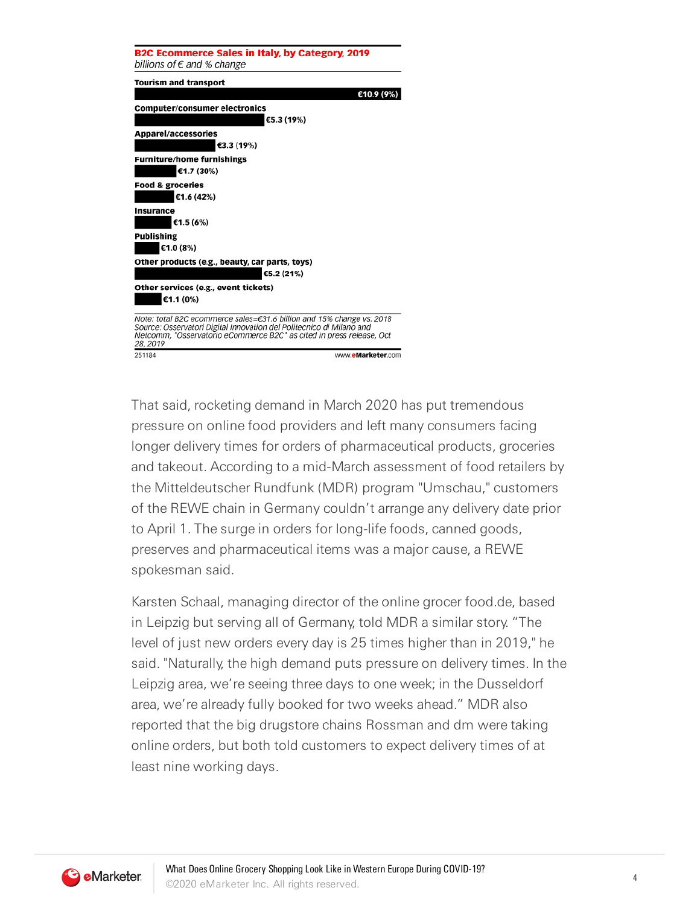**B2C Ecommerce Sales in Italy, by Category, 2019**
*billions of € and % change*

| Category | Sales |
|---|---|
| Tourism and transport | €10.9 (9%) |
| Computer/consumer electronics | €5.3 (19%) |
| Apparel/accessories | €3.3 (19%) |
| Furniture/home furnishings | €1.7 (30%) |
| Food & groceries | €1.6 (42%) |
| Insurance | €1.5 (6%) |
| Publishing | €1.0 (8%) |
| Other products (e.g., beauty, car parts, toys) | €5.2 (21%) |
| Other services (e.g., event tickets) | €1.1 (0%) |

Note: total B2C ecommerce sales=€31.6 billion and 15% change vs. 2018
Source: Osservatori Digital Innovation del Politecnico di Milano and Netcomm, "Osservatorio eCommerce B2C" as cited in press release, Oct 28, 2019

251184 www.eMarketer.com

That said, rocketing demand in March 2020 has put tremendous pressure on online food providers and left many consumers facing longer delivery times for orders of pharmaceutical products, groceries and takeout. According to a mid-March assessment of food retailers by the Mitteldeutscher Rundfunk (MDR) program "Umschau," customers of the REWE chain in Germany couldn't arrange any delivery date prior to April 1. The surge in orders for long-life foods, canned goods, preserves and pharmaceutical items was a major cause, a REWE spokesman said.

Karsten Schaal, managing director of the online grocer food.de, based in Leipzig but serving all of Germany, told MDR a similar story. "The level of just new orders every day is 25 times higher than in 2019," he said. "Naturally, the high demand puts pressure on delivery times. In the Leipzig area, we're seeing three days to one week; in the Dusseldorf area, we're already fully booked for two weeks ahead." MDR also reported that the big drugstore chains Rossman and dm were taking online orders, but both told customers to expect delivery times of at least nine working days.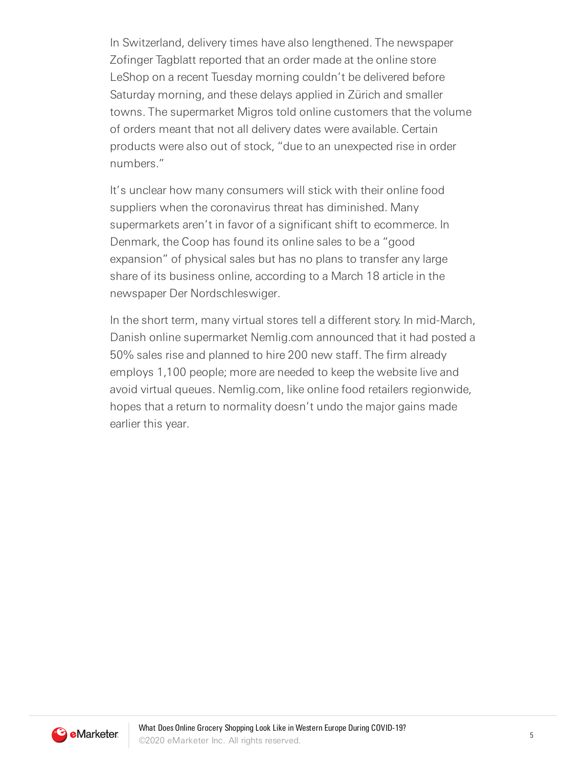In Switzerland, delivery times have also lengthened. The newspaper Zofinger Tagblatt reported that an order made at the online store LeShop on a recent Tuesday morning couldn't be delivered before Saturday morning, and these delays applied in Zürich and smaller towns. The supermarket Migros told online customers that the volume of orders meant that not all delivery dates were available. Certain products were also out of stock, "due to an unexpected rise in order numbers."

It's unclear how many consumers will stick with their online food suppliers when the coronavirus threat has diminished. Many supermarkets aren't in favor of a significant shift to ecommerce. In Denmark, the Coop has found its online sales to be a "good expansion" of physical sales but has no plans to transfer any large share of its business online, according to a March 18 article in the newspaper Der Nordschleswiger.

In the short term, many virtual stores tell a different story. In mid-March, Danish online supermarket Nemlig.com announced that it had posted a 50% sales rise and planned to hire 200 new staff. The firm already employs 1,100 people; more are needed to keep the website live and avoid virtual queues. Nemlig.com, like online food retailers regionwide, hopes that a return to normality doesn't undo the major gains made earlier this year.